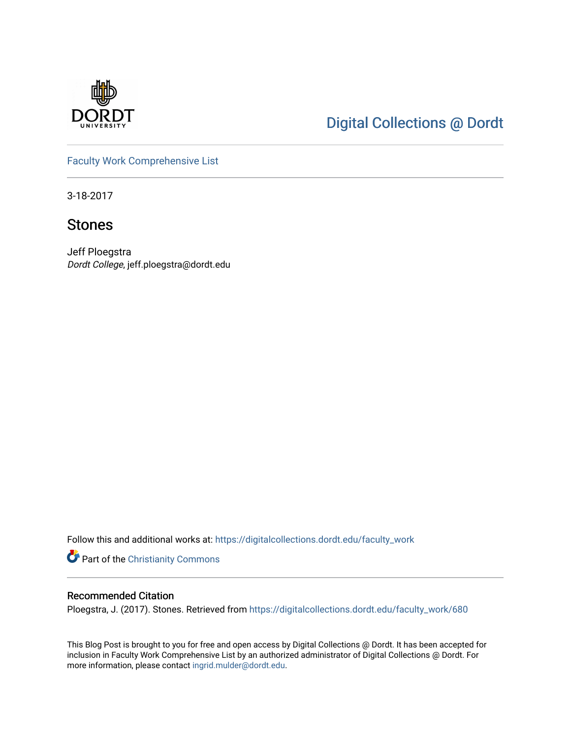Digital Collections @ Dordt

Faculty Work Comprehensive List

3-18-2017

# Stones

Jeff Ploegstra

*Dordt College*, jeff.ploegstra@dordt.edu

Follow this and additional works at: https://digitalcollections.dordt.edu/faculty_work

Part of the Christianity Commons

## Recommended Citation

Ploegstra, J. (2017). Stones. Retrieved from https://digitalcollections.dordt.edu/faculty_work/680

This Blog Post is brought to you for free and open access by Digital Collections @ Dordt. It has been accepted for inclusion in Faculty Work Comprehensive List by an authorized administrator of Digital Collections @ Dordt. For more information, please contact ingrid.mulder@dordt.edu.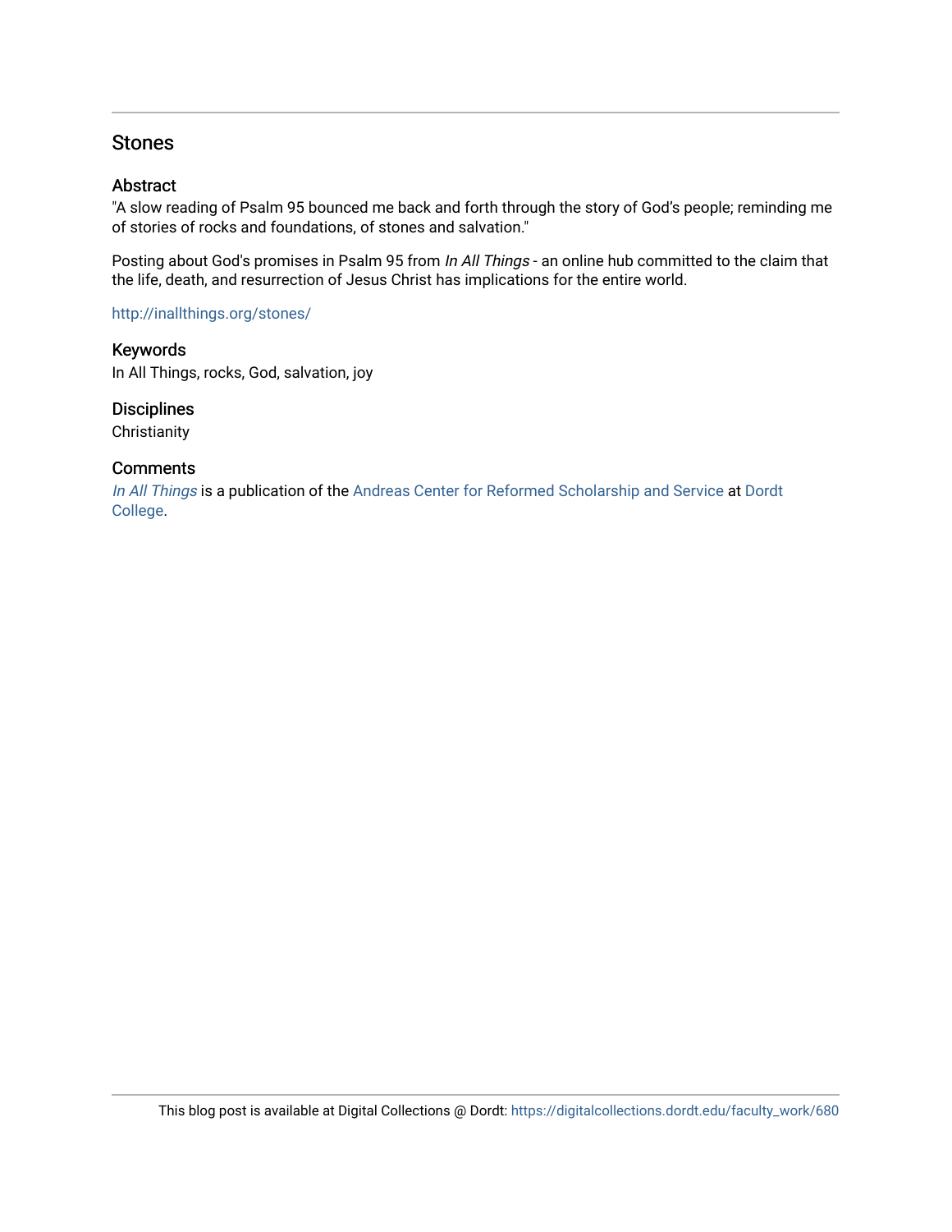## Stones

### Abstract

"A slow reading of Psalm 95 bounced me back and forth through the story of God's people; reminding me of stories of rocks and foundations, of stones and salvation."

Posting about God's promises in Psalm 95 from *In All Things* - an online hub committed to the claim that the life, death, and resurrection of Jesus Christ has implications for the entire world.

http://inallthings.org/stones/

### Keywords

In All Things, rocks, God, salvation, joy

### Disciplines

Christianity

### Comments

*In All Things* is a publication of the Andreas Center for Reformed Scholarship and Service at Dordt College.

This blog post is available at Digital Collections @ Dordt: https://digitalcollections.dordt.edu/faculty_work/680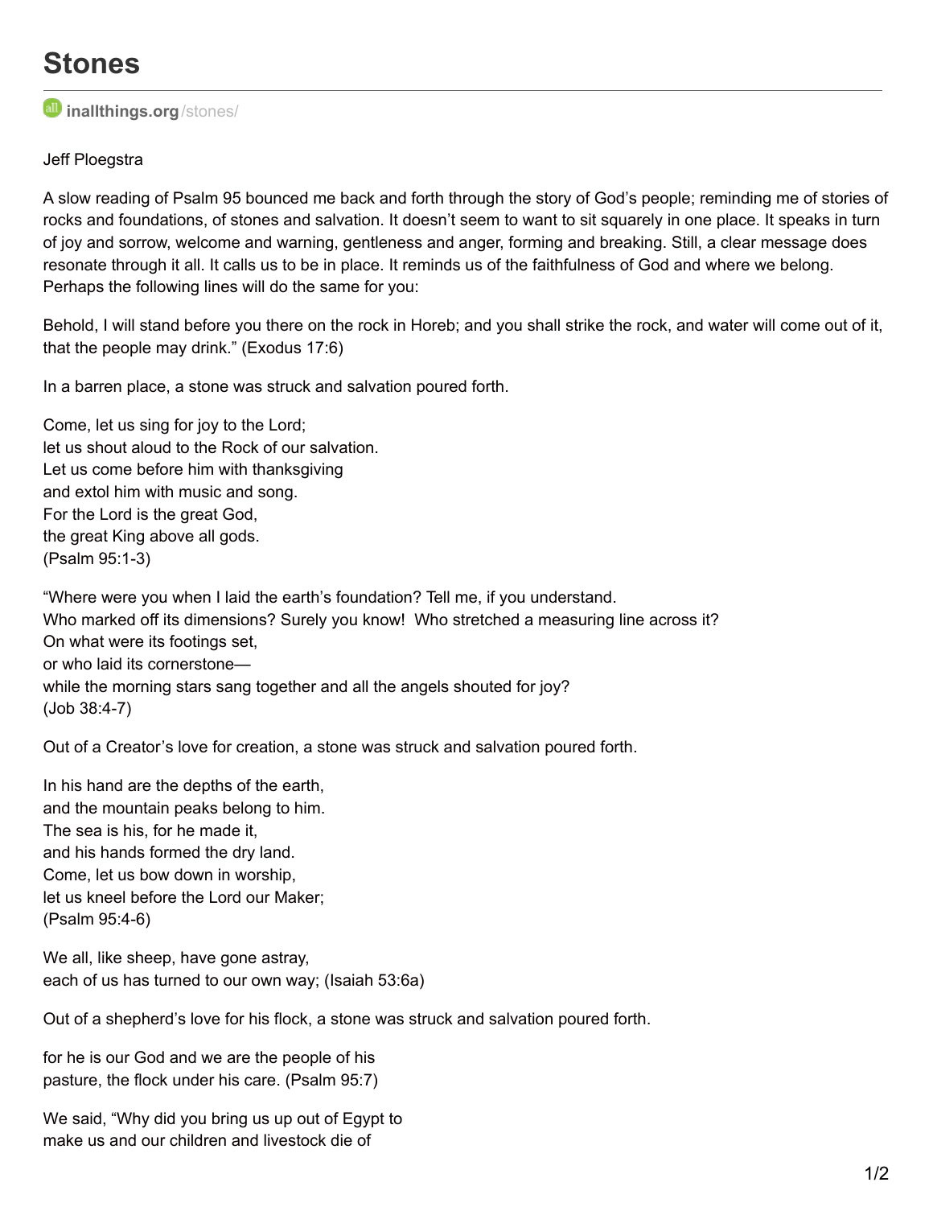# Stones

inallthings.org/stones/

Jeff Ploegstra

A slow reading of Psalm 95 bounced me back and forth through the story of God's people; reminding me of stories of rocks and foundations, of stones and salvation. It doesn't seem to want to sit squarely in one place. It speaks in turn of joy and sorrow, welcome and warning, gentleness and anger, forming and breaking. Still, a clear message does resonate through it all. It calls us to be in place. It reminds us of the faithfulness of God and where we belong. Perhaps the following lines will do the same for you:

Behold, I will stand before you there on the rock in Horeb; and you shall strike the rock, and water will come out of it, that the people may drink." (Exodus 17:6)

In a barren place, a stone was struck and salvation poured forth.

Come, let us sing for joy to the Lord;  
let us shout aloud to the Rock of our salvation.  
Let us come before him with thanksgiving  
and extol him with music and song.  
For the Lord is the great God,  
the great King above all gods.  
(Psalm 95:1-3)

"Where were you when I laid the earth's foundation? Tell me, if you understand.  
Who marked off its dimensions? Surely you know! Who stretched a measuring line across it?  
On what were its footings set,  
or who laid its cornerstone—  
while the morning stars sang together and all the angels shouted for joy?  
(Job 38:4-7)

Out of a Creator's love for creation, a stone was struck and salvation poured forth.

In his hand are the depths of the earth,  
and the mountain peaks belong to him.  
The sea is his, for he made it,  
and his hands formed the dry land.  
Come, let us bow down in worship,  
let us kneel before the Lord our Maker;  
(Psalm 95:4-6)

We all, like sheep, have gone astray,  
each of us has turned to our own way; (Isaiah 53:6a)

Out of a shepherd's love for his flock, a stone was struck and salvation poured forth.

for he is our God and we are the people of his  
pasture, the flock under his care. (Psalm 95:7)

We said, "Why did you bring us up out of Egypt to  
make us and our children and livestock die of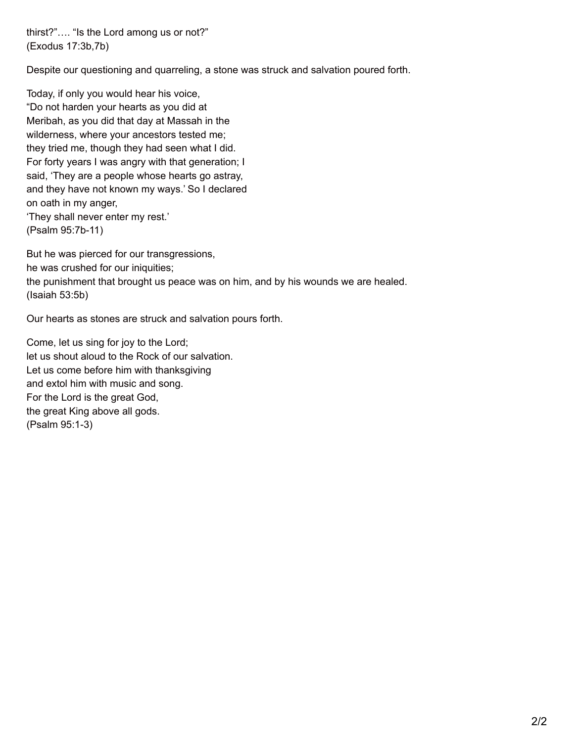thirst?”…. “Is the Lord among us or not?”
(Exodus 17:3b,7b)

Despite our questioning and quarreling, a stone was struck and salvation poured forth.

Today, if only you would hear his voice,
“Do not harden your hearts as you did at
Meribah, as you did that day at Massah in the
wilderness, where your ancestors tested me;
they tried me, though they had seen what I did.
For forty years I was angry with that generation; I
said, ‘They are a people whose hearts go astray,
and they have not known my ways.’ So I declared
on oath in my anger,
‘They shall never enter my rest.’
(Psalm 95:7b-11)

But he was pierced for our transgressions,
he was crushed for our iniquities;
the punishment that brought us peace was on him, and by his wounds we are healed.
(Isaiah 53:5b)

Our hearts as stones are struck and salvation pours forth.

Come, let us sing for joy to the Lord;
let us shout aloud to the Rock of our salvation.
Let us come before him with thanksgiving
and extol him with music and song.
For the Lord is the great God,
the great King above all gods.
(Psalm 95:1-3)